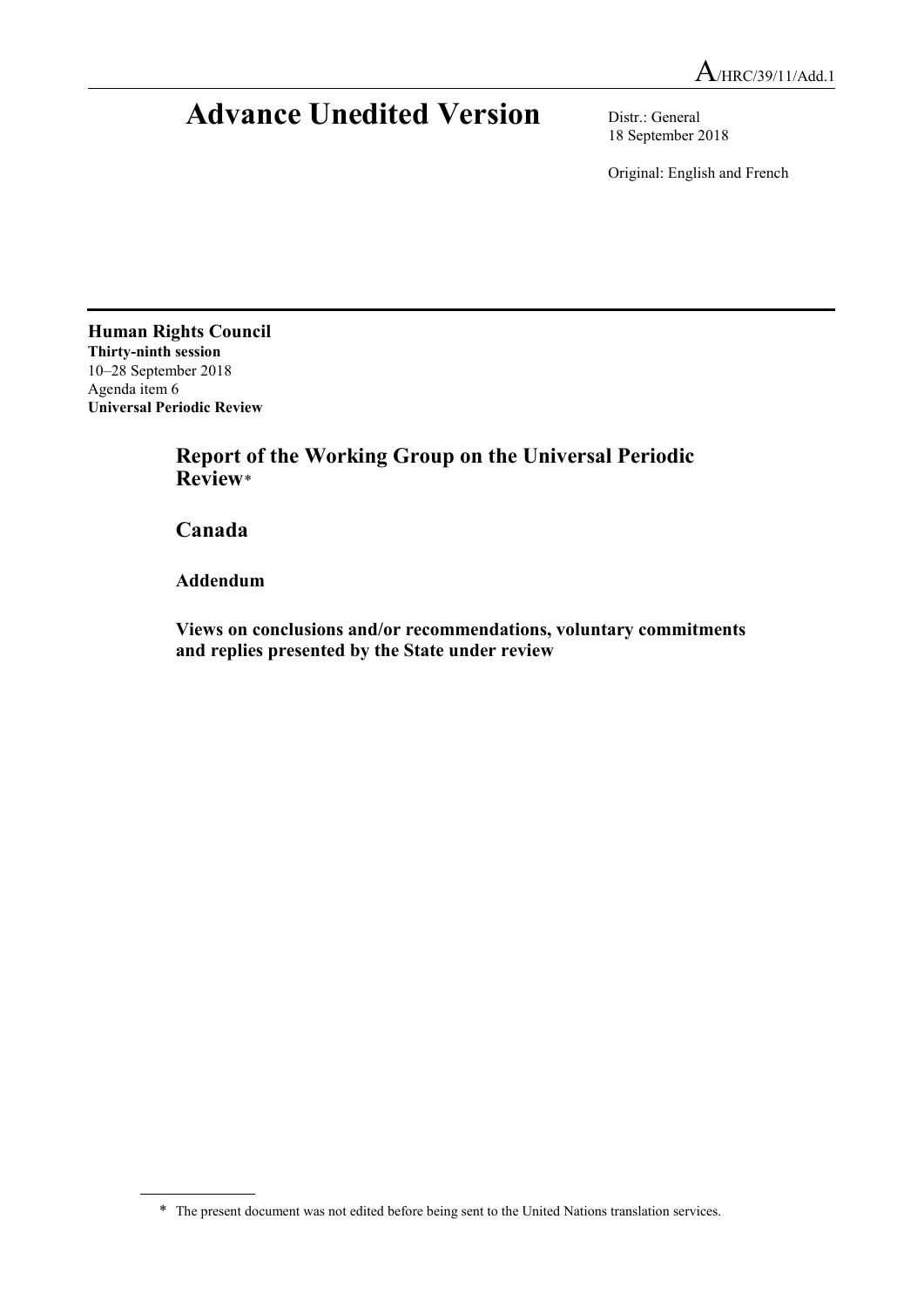A/HRC/39/11/Add.1

# Advance Unedited Version

Distr.: General
18 September 2018

Original: English and French

**Human Rights Council**
**Thirty-ninth session**
10–28 September 2018
Agenda item 6
**Universal Periodic Review**

## Report of the Working Group on the Universal Periodic Review*

## Canada

### Addendum

### Views on conclusions and/or recommendations, voluntary commitments and replies presented by the State under review

---

* The present document was not edited before being sent to the United Nations translation services.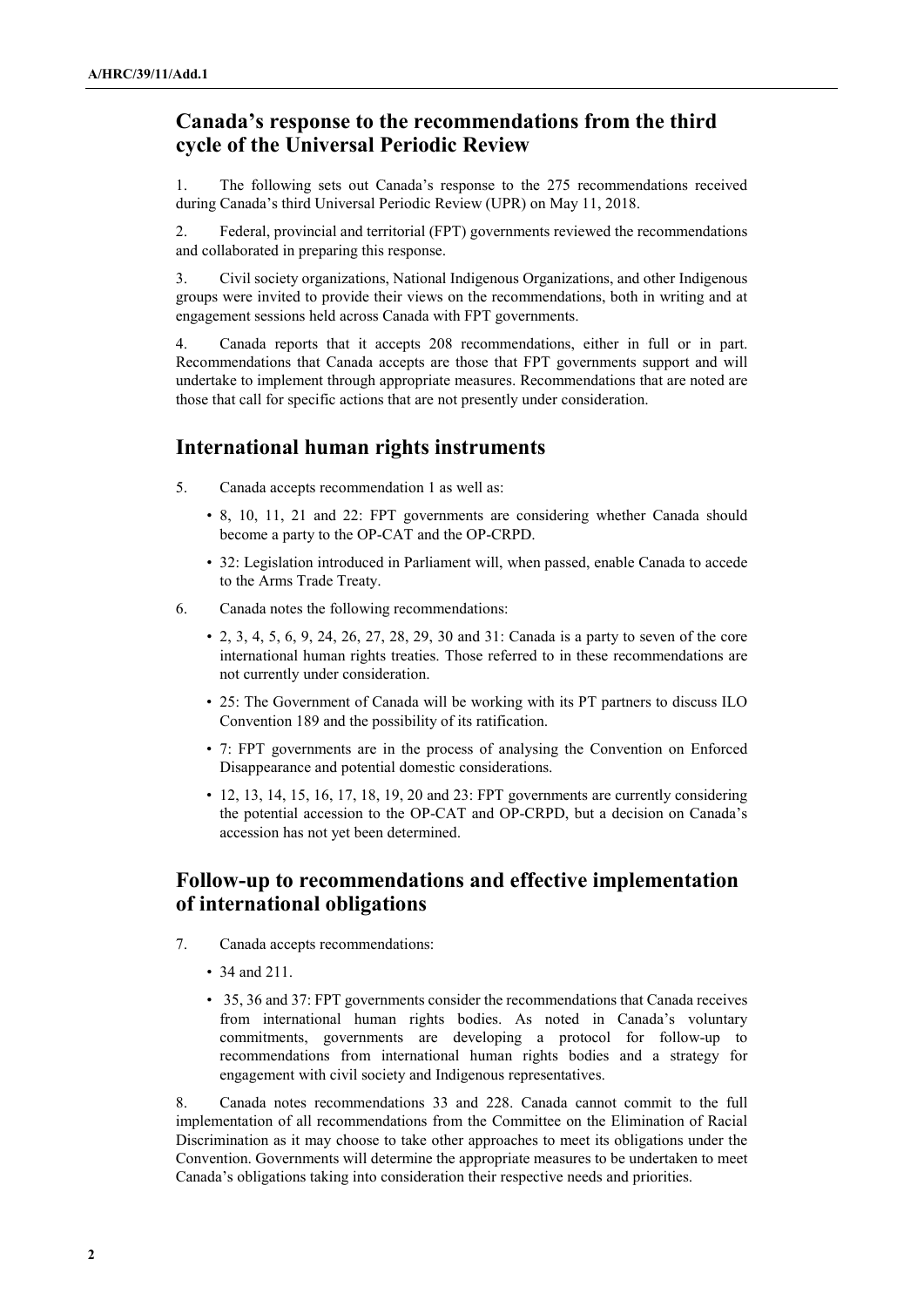## Canada's response to the recommendations from the third cycle of the Universal Periodic Review

1. The following sets out Canada's response to the 275 recommendations received during Canada's third Universal Periodic Review (UPR) on May 11, 2018.

2. Federal, provincial and territorial (FPT) governments reviewed the recommendations and collaborated in preparing this response.

3. Civil society organizations, National Indigenous Organizations, and other Indigenous groups were invited to provide their views on the recommendations, both in writing and at engagement sessions held across Canada with FPT governments.

4. Canada reports that it accepts 208 recommendations, either in full or in part. Recommendations that Canada accepts are those that FPT governments support and will undertake to implement through appropriate measures. Recommendations that are noted are those that call for specific actions that are not presently under consideration.

## International human rights instruments

5. Canada accepts recommendation 1 as well as:

- 8, 10, 11, 21 and 22: FPT governments are considering whether Canada should become a party to the OP-CAT and the OP-CRPD.
- 32: Legislation introduced in Parliament will, when passed, enable Canada to accede to the Arms Trade Treaty.

6. Canada notes the following recommendations:

- 2, 3, 4, 5, 6, 9, 24, 26, 27, 28, 29, 30 and 31: Canada is a party to seven of the core international human rights treaties. Those referred to in these recommendations are not currently under consideration.
- 25: The Government of Canada will be working with its PT partners to discuss ILO Convention 189 and the possibility of its ratification.
- 7: FPT governments are in the process of analysing the Convention on Enforced Disappearance and potential domestic considerations.
- 12, 13, 14, 15, 16, 17, 18, 19, 20 and 23: FPT governments are currently considering the potential accession to the OP-CAT and OP-CRPD, but a decision on Canada's accession has not yet been determined.

## Follow-up to recommendations and effective implementation of international obligations

7. Canada accepts recommendations:

- 34 and 211.
- 35, 36 and 37: FPT governments consider the recommendations that Canada receives from international human rights bodies. As noted in Canada's voluntary commitments, governments are developing a protocol for follow-up to recommendations from international human rights bodies and a strategy for engagement with civil society and Indigenous representatives.

8. Canada notes recommendations 33 and 228. Canada cannot commit to the full implementation of all recommendations from the Committee on the Elimination of Racial Discrimination as it may choose to take other approaches to meet its obligations under the Convention. Governments will determine the appropriate measures to be undertaken to meet Canada's obligations taking into consideration their respective needs and priorities.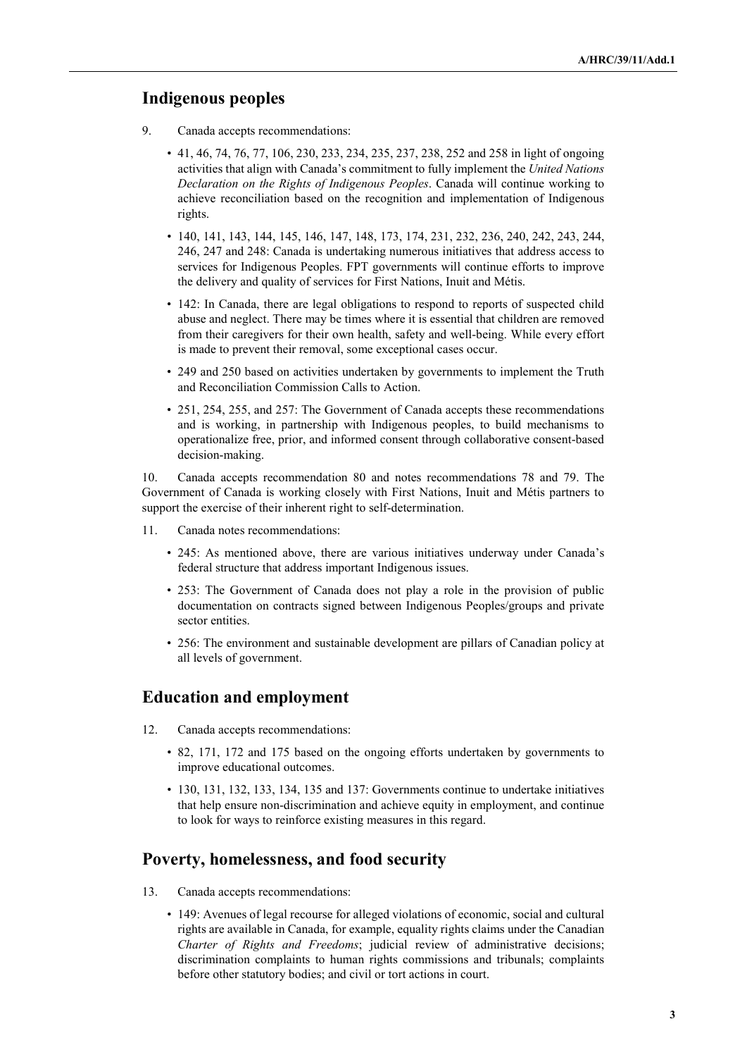## Indigenous peoples

9. Canada accepts recommendations:

- 41, 46, 74, 76, 77, 106, 230, 233, 234, 235, 237, 238, 252 and 258 in light of ongoing activities that align with Canada's commitment to fully implement the *United Nations Declaration on the Rights of Indigenous Peoples*. Canada will continue working to achieve reconciliation based on the recognition and implementation of Indigenous rights.
- 140, 141, 143, 144, 145, 146, 147, 148, 173, 174, 231, 232, 236, 240, 242, 243, 244, 246, 247 and 248: Canada is undertaking numerous initiatives that address access to services for Indigenous Peoples. FPT governments will continue efforts to improve the delivery and quality of services for First Nations, Inuit and Métis.
- 142: In Canada, there are legal obligations to respond to reports of suspected child abuse and neglect. There may be times where it is essential that children are removed from their caregivers for their own health, safety and well-being. While every effort is made to prevent their removal, some exceptional cases occur.
- 249 and 250 based on activities undertaken by governments to implement the Truth and Reconciliation Commission Calls to Action.
- 251, 254, 255, and 257: The Government of Canada accepts these recommendations and is working, in partnership with Indigenous peoples, to build mechanisms to operationalize free, prior, and informed consent through collaborative consent-based decision-making.

10. Canada accepts recommendation 80 and notes recommendations 78 and 79. The Government of Canada is working closely with First Nations, Inuit and Métis partners to support the exercise of their inherent right to self-determination.

11. Canada notes recommendations:

- 245: As mentioned above, there are various initiatives underway under Canada's federal structure that address important Indigenous issues.
- 253: The Government of Canada does not play a role in the provision of public documentation on contracts signed between Indigenous Peoples/groups and private sector entities.
- 256: The environment and sustainable development are pillars of Canadian policy at all levels of government.

## Education and employment

12. Canada accepts recommendations:

- 82, 171, 172 and 175 based on the ongoing efforts undertaken by governments to improve educational outcomes.
- 130, 131, 132, 133, 134, 135 and 137: Governments continue to undertake initiatives that help ensure non-discrimination and achieve equity in employment, and continue to look for ways to reinforce existing measures in this regard.

## Poverty, homelessness, and food security

13. Canada accepts recommendations:

- 149: Avenues of legal recourse for alleged violations of economic, social and cultural rights are available in Canada, for example, equality rights claims under the Canadian *Charter of Rights and Freedoms*; judicial review of administrative decisions; discrimination complaints to human rights commissions and tribunals; complaints before other statutory bodies; and civil or tort actions in court.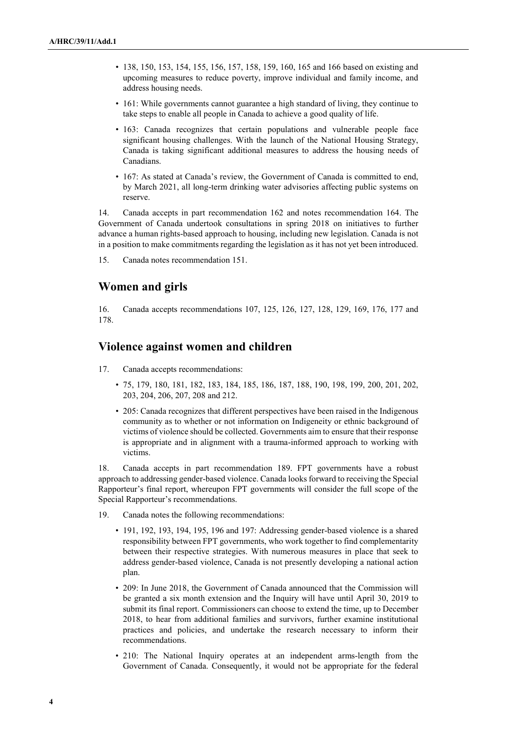- 138, 150, 153, 154, 155, 156, 157, 158, 159, 160, 165 and 166 based on existing and upcoming measures to reduce poverty, improve individual and family income, and address housing needs.
- 161: While governments cannot guarantee a high standard of living, they continue to take steps to enable all people in Canada to achieve a good quality of life.
- 163: Canada recognizes that certain populations and vulnerable people face significant housing challenges. With the launch of the National Housing Strategy, Canada is taking significant additional measures to address the housing needs of Canadians.
- 167: As stated at Canada's review, the Government of Canada is committed to end, by March 2021, all long-term drinking water advisories affecting public systems on reserve.

14. Canada accepts in part recommendation 162 and notes recommendation 164. The Government of Canada undertook consultations in spring 2018 on initiatives to further advance a human rights-based approach to housing, including new legislation. Canada is not in a position to make commitments regarding the legislation as it has not yet been introduced.

15. Canada notes recommendation 151.

## Women and girls

16. Canada accepts recommendations 107, 125, 126, 127, 128, 129, 169, 176, 177 and 178.

## Violence against women and children

17. Canada accepts recommendations:

- 75, 179, 180, 181, 182, 183, 184, 185, 186, 187, 188, 190, 198, 199, 200, 201, 202, 203, 204, 206, 207, 208 and 212.
- 205: Canada recognizes that different perspectives have been raised in the Indigenous community as to whether or not information on Indigeneity or ethnic background of victims of violence should be collected. Governments aim to ensure that their response is appropriate and in alignment with a trauma-informed approach to working with victims.

18. Canada accepts in part recommendation 189. FPT governments have a robust approach to addressing gender-based violence. Canada looks forward to receiving the Special Rapporteur's final report, whereupon FPT governments will consider the full scope of the Special Rapporteur's recommendations.

19. Canada notes the following recommendations:

- 191, 192, 193, 194, 195, 196 and 197: Addressing gender-based violence is a shared responsibility between FPT governments, who work together to find complementarity between their respective strategies. With numerous measures in place that seek to address gender-based violence, Canada is not presently developing a national action plan.
- 209: In June 2018, the Government of Canada announced that the Commission will be granted a six month extension and the Inquiry will have until April 30, 2019 to submit its final report. Commissioners can choose to extend the time, up to December 2018, to hear from additional families and survivors, further examine institutional practices and policies, and undertake the research necessary to inform their recommendations.
- 210: The National Inquiry operates at an independent arms-length from the Government of Canada. Consequently, it would not be appropriate for the federal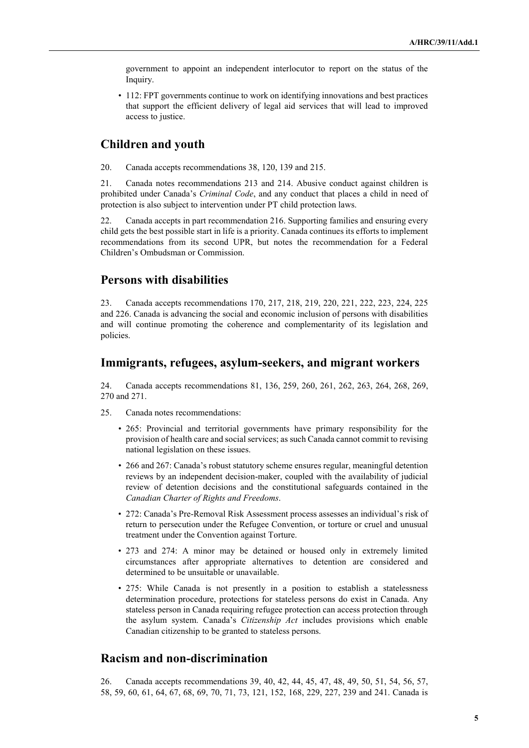government to appoint an independent interlocutor to report on the status of the Inquiry.

- 112: FPT governments continue to work on identifying innovations and best practices that support the efficient delivery of legal aid services that will lead to improved access to justice.

## Children and youth

20. Canada accepts recommendations 38, 120, 139 and 215.

21. Canada notes recommendations 213 and 214. Abusive conduct against children is prohibited under Canada's *Criminal Code*, and any conduct that places a child in need of protection is also subject to intervention under PT child protection laws.

22. Canada accepts in part recommendation 216. Supporting families and ensuring every child gets the best possible start in life is a priority. Canada continues its efforts to implement recommendations from its second UPR, but notes the recommendation for a Federal Children's Ombudsman or Commission.

## Persons with disabilities

23. Canada accepts recommendations 170, 217, 218, 219, 220, 221, 222, 223, 224, 225 and 226. Canada is advancing the social and economic inclusion of persons with disabilities and will continue promoting the coherence and complementarity of its legislation and policies.

## Immigrants, refugees, asylum-seekers, and migrant workers

24. Canada accepts recommendations 81, 136, 259, 260, 261, 262, 263, 264, 268, 269, 270 and 271.

25. Canada notes recommendations:

- 265: Provincial and territorial governments have primary responsibility for the provision of health care and social services; as such Canada cannot commit to revising national legislation on these issues.
- 266 and 267: Canada's robust statutory scheme ensures regular, meaningful detention reviews by an independent decision-maker, coupled with the availability of judicial review of detention decisions and the constitutional safeguards contained in the *Canadian Charter of Rights and Freedoms*.
- 272: Canada's Pre-Removal Risk Assessment process assesses an individual's risk of return to persecution under the Refugee Convention, or torture or cruel and unusual treatment under the Convention against Torture.
- 273 and 274: A minor may be detained or housed only in extremely limited circumstances after appropriate alternatives to detention are considered and determined to be unsuitable or unavailable.
- 275: While Canada is not presently in a position to establish a statelessness determination procedure, protections for stateless persons do exist in Canada. Any stateless person in Canada requiring refugee protection can access protection through the asylum system. Canada's *Citizenship Act* includes provisions which enable Canadian citizenship to be granted to stateless persons.

## Racism and non-discrimination

26. Canada accepts recommendations 39, 40, 42, 44, 45, 47, 48, 49, 50, 51, 54, 56, 57, 58, 59, 60, 61, 64, 67, 68, 69, 70, 71, 73, 121, 152, 168, 229, 227, 239 and 241. Canada is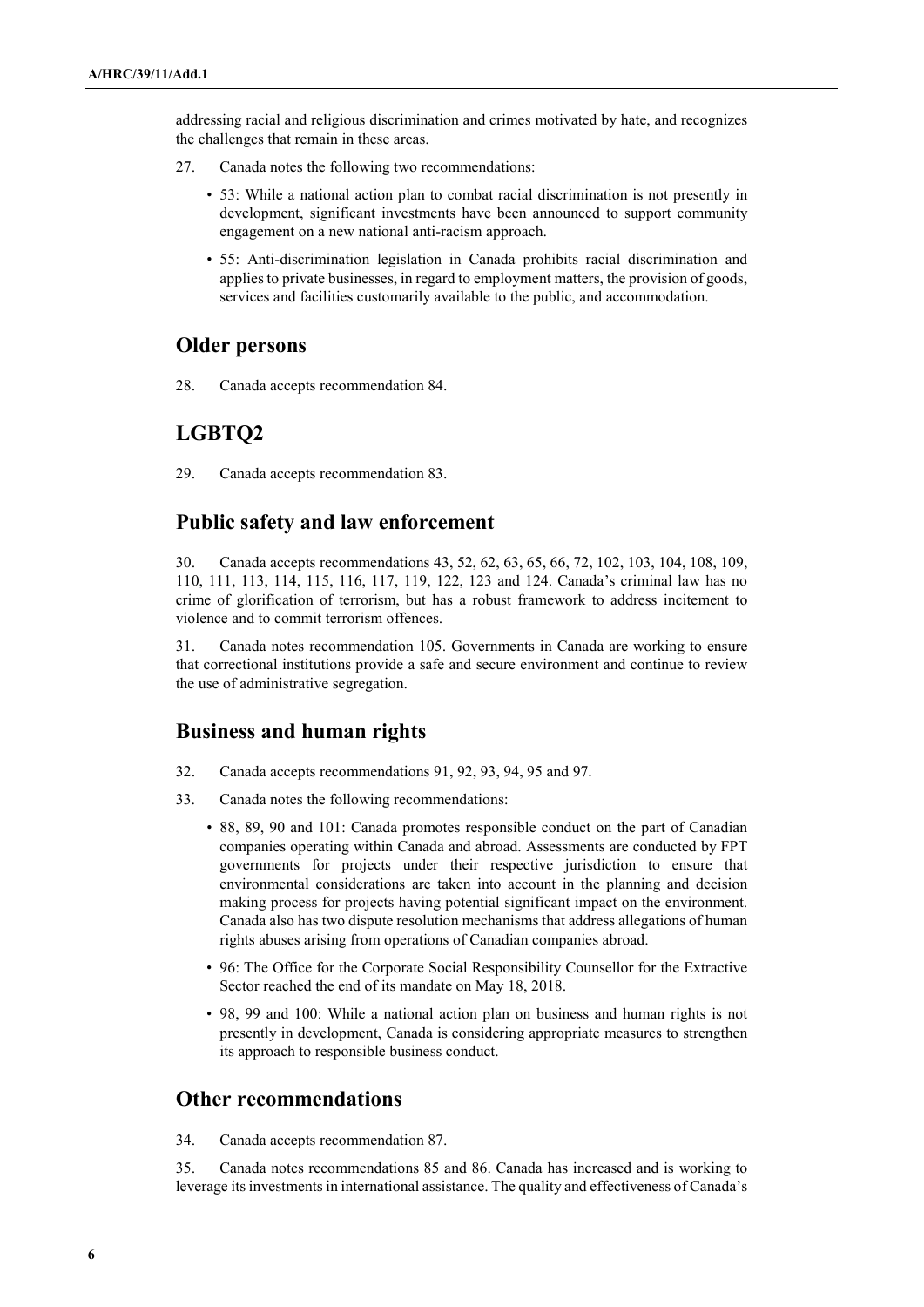addressing racial and religious discrimination and crimes motivated by hate, and recognizes the challenges that remain in these areas.

27. Canada notes the following two recommendations:

- 53: While a national action plan to combat racial discrimination is not presently in development, significant investments have been announced to support community engagement on a new national anti-racism approach.
- 55: Anti-discrimination legislation in Canada prohibits racial discrimination and applies to private businesses, in regard to employment matters, the provision of goods, services and facilities customarily available to the public, and accommodation.

## Older persons

28. Canada accepts recommendation 84.

## LGBTQ2

29. Canada accepts recommendation 83.

## Public safety and law enforcement

30. Canada accepts recommendations 43, 52, 62, 63, 65, 66, 72, 102, 103, 104, 108, 109, 110, 111, 113, 114, 115, 116, 117, 119, 122, 123 and 124. Canada's criminal law has no crime of glorification of terrorism, but has a robust framework to address incitement to violence and to commit terrorism offences.

31. Canada notes recommendation 105. Governments in Canada are working to ensure that correctional institutions provide a safe and secure environment and continue to review the use of administrative segregation.

## Business and human rights

32. Canada accepts recommendations 91, 92, 93, 94, 95 and 97.

33. Canada notes the following recommendations:

- 88, 89, 90 and 101: Canada promotes responsible conduct on the part of Canadian companies operating within Canada and abroad. Assessments are conducted by FPT governments for projects under their respective jurisdiction to ensure that environmental considerations are taken into account in the planning and decision making process for projects having potential significant impact on the environment. Canada also has two dispute resolution mechanisms that address allegations of human rights abuses arising from operations of Canadian companies abroad.
- 96: The Office for the Corporate Social Responsibility Counsellor for the Extractive Sector reached the end of its mandate on May 18, 2018.
- 98, 99 and 100: While a national action plan on business and human rights is not presently in development, Canada is considering appropriate measures to strengthen its approach to responsible business conduct.

## Other recommendations

34. Canada accepts recommendation 87.

35. Canada notes recommendations 85 and 86. Canada has increased and is working to leverage its investments in international assistance. The quality and effectiveness of Canada's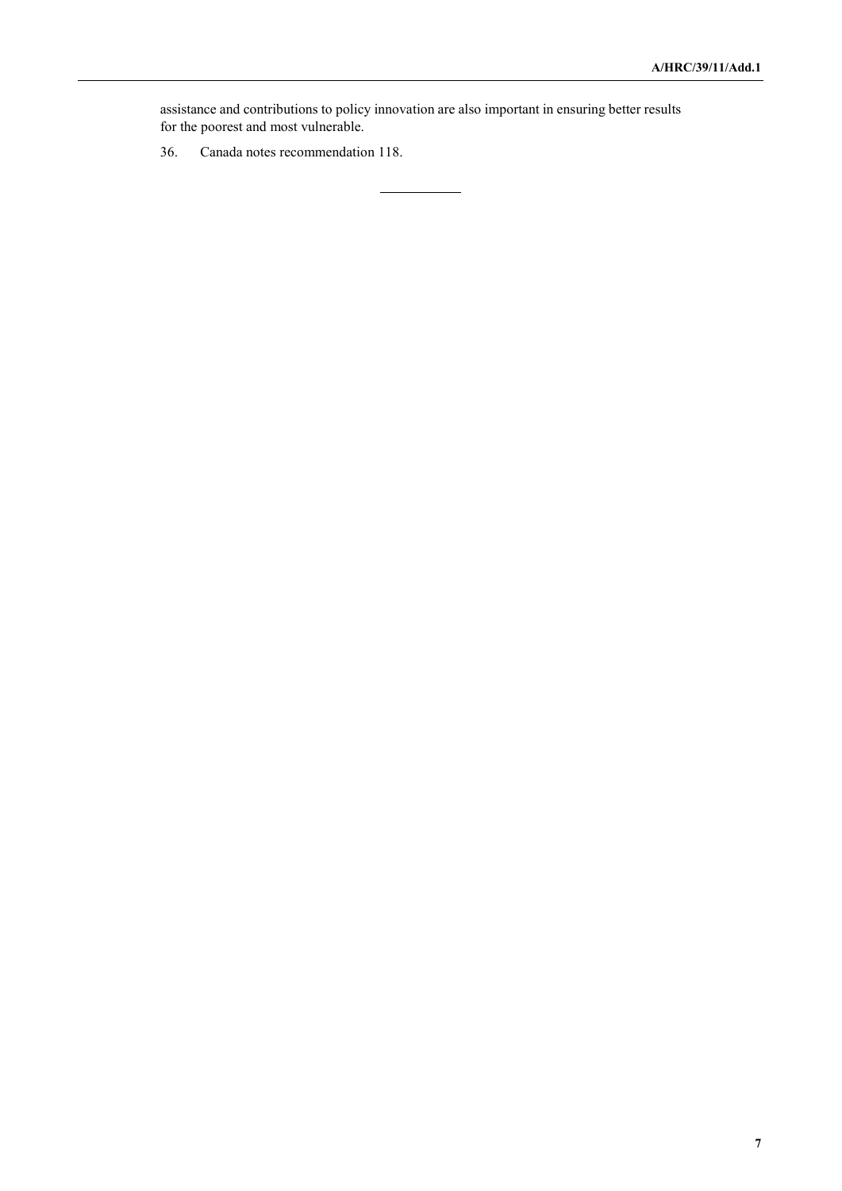assistance and contributions to policy innovation are also important in ensuring better results for the poorest and most vulnerable.

36. Canada notes recommendation 118.